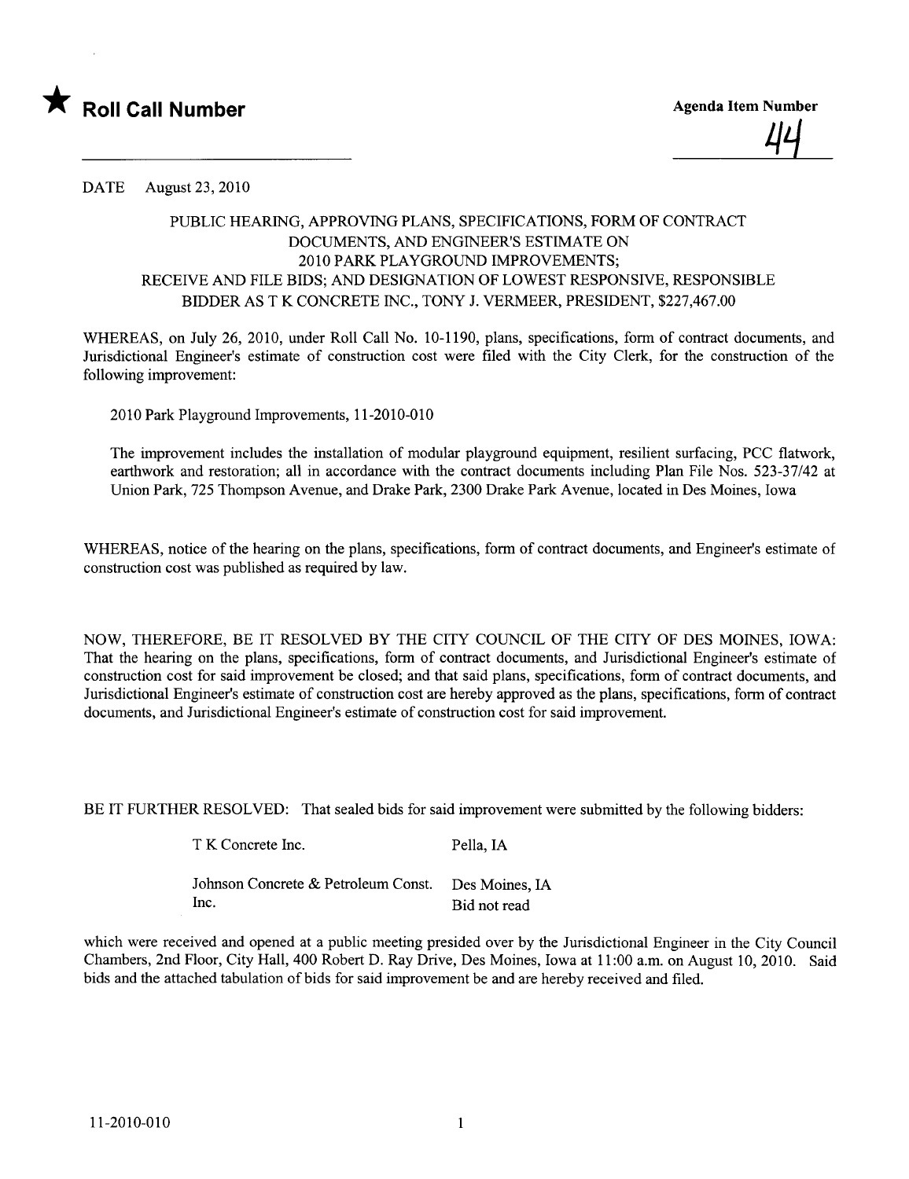★ **Roll Call Number**

**Agenda Item Number**

44

DATE August 23, 2010

PUBLIC HEARING, APPROVING PLANS, SPECIFICATIONS, FORM OF CONTRACT DOCUMENTS, AND ENGINEER'S ESTIMATE ON 2010 PARK PLAYGROUND IMPROVEMENTS; RECEIVE AND FILE BIDS; AND DESIGNATION OF LOWEST RESPONSIVE, RESPONSIBLE BIDDER AS T K CONCRETE INC., TONY J. VERMEER, PRESIDENT, $227,467.00

WHEREAS, on July 26, 2010, under Roll Call No. 10-1190, plans, specifications, form of contract documents, and Jurisdictional Engineer's estimate of construction cost were filed with the City Clerk, for the construction of the following improvement:

2010 Park Playground Improvements, 11-2010-010

The improvement includes the installation of modular playground equipment, resilient surfacing, PCC flatwork, earthwork and restoration; all in accordance with the contract documents including Plan File Nos. 523-37/42 at Union Park, 725 Thompson Avenue, and Drake Park, 2300 Drake Park Avenue, located in Des Moines, Iowa

WHEREAS, notice of the hearing on the plans, specifications, form of contract documents, and Engineer's estimate of construction cost was published as required by law.

NOW, THEREFORE, BE IT RESOLVED BY THE CITY COUNCIL OF THE CITY OF DES MOINES, IOWA: That the hearing on the plans, specifications, form of contract documents, and Jurisdictional Engineer's estimate of construction cost for said improvement be closed; and that said plans, specifications, form of contract documents, and Jurisdictional Engineer's estimate of construction cost are hereby approved as the plans, specifications, form of contract documents, and Jurisdictional Engineer's estimate of construction cost for said improvement.

BE IT FURTHER RESOLVED: That sealed bids for said improvement were submitted by the following bidders:

| | |
|---|---|
| T K Concrete Inc. | Pella, IA |
| Johnson Concrete & Petroleum Const. Inc. | Des Moines, IA<br>Bid not read |

which were received and opened at a public meeting presided over by the Jurisdictional Engineer in the City Council Chambers, 2nd Floor, City Hall, 400 Robert D. Ray Drive, Des Moines, Iowa at 11:00 a.m. on August 10, 2010. Said bids and the attached tabulation of bids for said improvement be and are hereby received and filed.

11-2010-010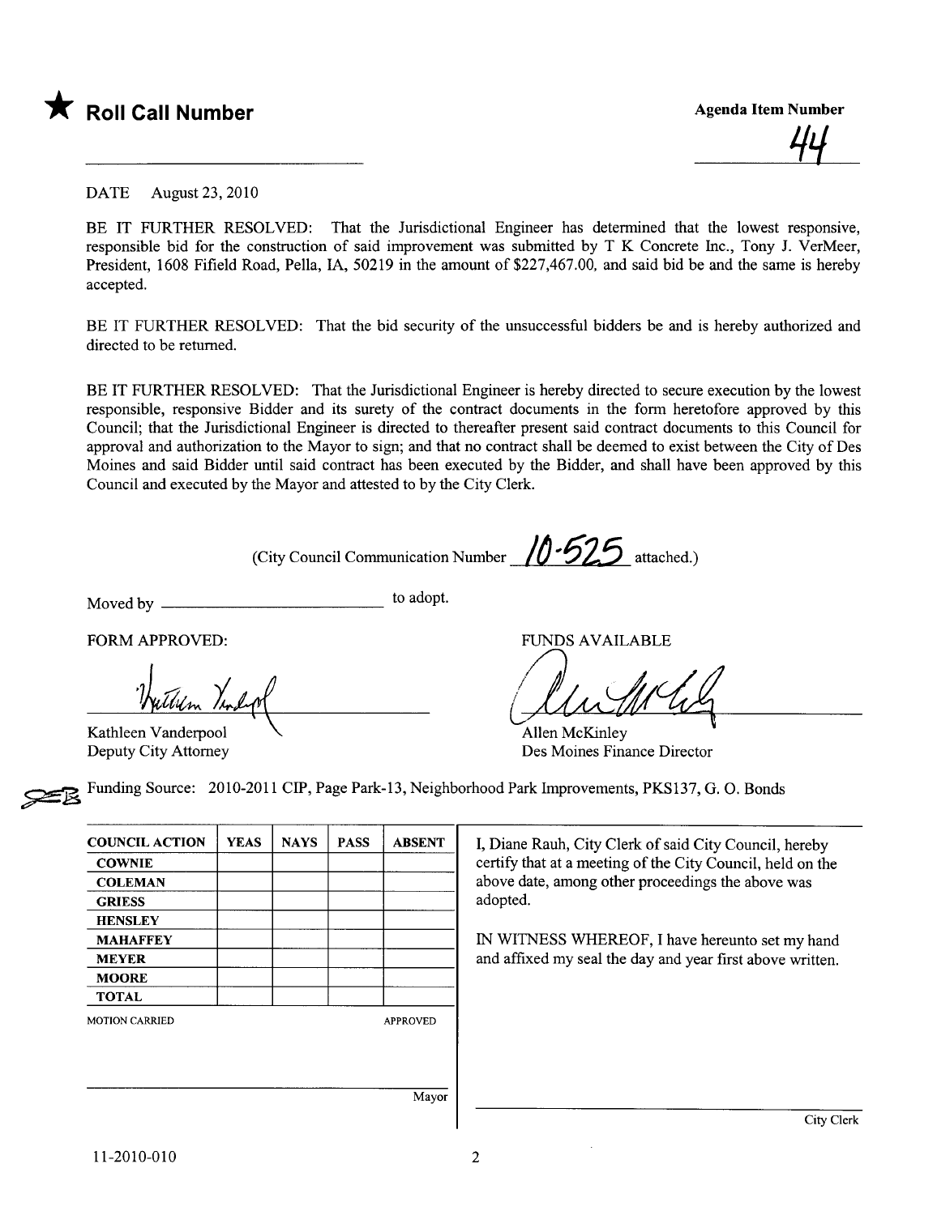★ **Roll Call Number**

**Agenda Item Number**

44

DATE August 23, 2010

BE IT FURTHER RESOLVED: That the Jurisdictional Engineer has determined that the lowest responsive, responsible bid for the construction of said improvement was submitted by T K Concrete Inc., Tony J. VerMeer, President, 1608 Fifield Road, Pella, IA, 50219 in the amount of $227,467.00, and said bid be and the same is hereby accepted.

BE IT FURTHER RESOLVED: That the bid security of the unsuccessful bidders be and is hereby authorized and directed to be returned.

BE IT FURTHER RESOLVED: That the Jurisdictional Engineer is hereby directed to secure execution by the lowest responsible, responsive Bidder and its surety of the contract documents in the form heretofore approved by this Council; that the Jurisdictional Engineer is directed to thereafter present said contract documents to this Council for approval and authorization to the Mayor to sign; and that no contract shall be deemed to exist between the City of Des Moines and said Bidder until said contract has been executed by the Bidder, and shall have been approved by this Council and executed by the Mayor and attested to by the City Clerk.

(City Council Communication Number 10-525 attached.)

Moved by ________________________ to adopt.

FORM APPROVED:

Kathleen Vanderpool
Deputy City Attorney

FUNDS AVAILABLE

Allen McKinley
Des Moines Finance Director

Funding Source: 2010-2011 CIP, Page Park-13, Neighborhood Park Improvements, PKS137, G. O. Bonds

| COUNCIL ACTION | YEAS | NAYS | PASS | ABSENT |
|---|---|---|---|---|
| COWNIE | | | | |
| COLEMAN | | | | |
| GRIESS | | | | |
| HENSLEY | | | | |
| MAHAFFEY | | | | |
| MEYER | | | | |
| MOORE | | | | |
| TOTAL | | | | |

MOTION CARRIED APPROVED

________________________ Mayor

I, Diane Rauh, City Clerk of said City Council, hereby certify that at a meeting of the City Council, held on the above date, among other proceedings the above was adopted.

IN WITNESS WHEREOF, I have hereunto set my hand and affixed my seal the day and year first above written.

________________________ City Clerk

11-2010-010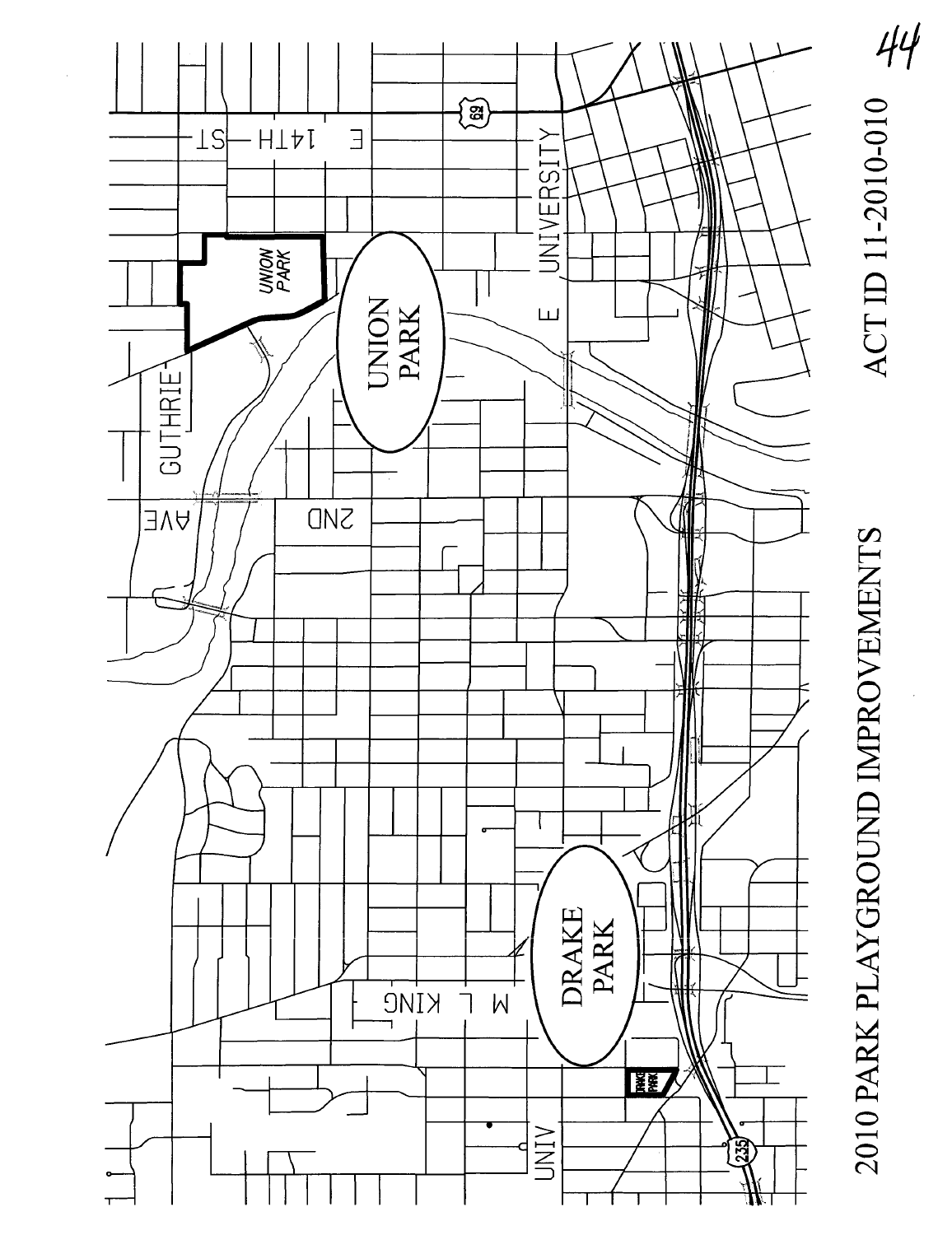# 2010 PARK PLAYGROUND IMPROVEMENTS

ACT ID 11-2010-010

UNION PARK

DRAKE PARK

GUTHRIE AVE

E 14TH ST

E UNIVERSITY

2ND

M L KING

UNIV

UNION PARK

DRAKE PARK

69

235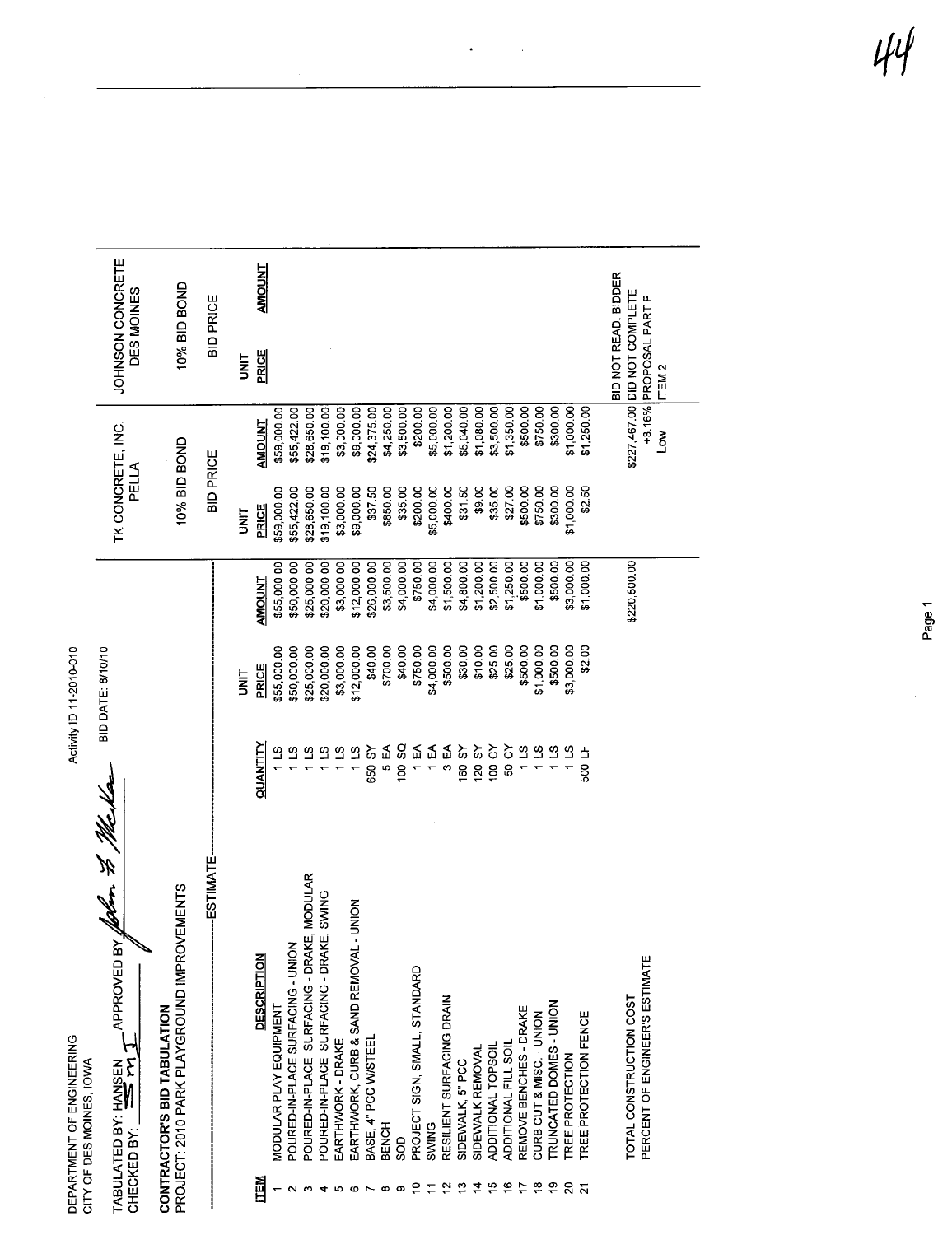DEPARTMENT OF ENGINEERING
CITY OF DES MOINES, IOWA

Activity ID 11-2010-010

TABULATED BY: HANSEN APPROVED BY: John T. McKee
CHECKED BY: SMJ

BID DATE: 8/10/10

**CONTRACTOR'S BID TABULATION**
**PROJECT: 2010 PARK PLAYGROUND IMPROVEMENTS**

| | | ESTIMATE | | | TK CONCRETE, INC. PELLA | | JOHNSON CONCRETE DES MOINES | |
|---|---|---|---|---|---|---|---|---|
| | | | | | 10% BID BOND | | 10% BID BOND | |
| | | | | | BID PRICE | | BID PRICE | |
| ITEM | DESCRIPTION | QUANTITY | UNIT PRICE | AMOUNT | UNIT PRICE | AMOUNT | UNIT PRICE | AMOUNT |
| 1 | MODULAR PLAY EQUIPMENT | 1 LS | $55,000.00 | $55,000.00 | $59,000.00 | $59,000.00 | | |
| 2 | POURED-IN-PLACE SURFACING - UNION | 1 LS | $50,000.00 | $50,000.00 | $55,422.00 | $55,422.00 | | |
| 3 | POURED-IN-PLACE SURFACING - DRAKE, MODULAR | 1 LS | $25,000.00 | $25,000.00 | $28,650.00 | $28,650.00 | | |
| 4 | POURED-IN-PLACE SURFACING - DRAKE, SWING | 1 LS | $20,000.00 | $20,000.00 | $19,100.00 | $19,100.00 | | |
| 5 | EARTHWORK - DRAKE | 1 LS | $3,000.00 | $3,000.00 | $3,000.00 | $3,000.00 | | |
| 6 | EARTHWORK, CURB & SAND REMOVAL - UNION | 1 LS | $12,000.00 | $12,000.00 | $9,000.00 | $9,000.00 | | |
| 7 | BASE, 4" PCC W/STEEL | 650 SY | $40.00 | $26,000.00 | $37.50 | $24,375.00 | | |
| 8 | BENCH | 5 EA | $700.00 | $3,500.00 | $850.00 | $4,250.00 | | |
| 9 | SOD | 100 SQ | $40.00 | $4,000.00 | $35.00 | $3,500.00 | | |
| 10 | PROJECT SIGN, SMALL, STANDARD | 1 EA | $750.00 | $750.00 | $200.00 | $200.00 | | |
| 11 | SWING | 1 EA | $4,000.00 | $4,000.00 | $5,000.00 | $5,000.00 | | |
| 12 | RESILIENT SURFACING DRAIN | 3 EA | $500.00 | $1,500.00 | $400.00 | $1,200.00 | | |
| 13 | SIDEWALK, 5" PCC | 160 SY | $30.00 | $4,800.00 | $31.50 | $5,040.00 | | |
| 14 | SIDEWALK REMOVAL | 120 SY | $10.00 | $1,200.00 | $9.00 | $1,080.00 | | |
| 15 | ADDITIONAL TOPSOIL | 100 CY | $25.00 | $2,500.00 | $35.00 | $3,500.00 | | |
| 16 | ADDITIONAL FILL SOIL | 50 CY | $25.00 | $1,250.00 | $27.00 | $1,350.00 | | |
| 17 | REMOVE BENCHES - DRAKE | 1 LS | $500.00 | $500.00 | $500.00 | $500.00 | | |
| 18 | CURB CUT & MISC. - UNION | 1 LS | $1,000.00 | $1,000.00 | $750.00 | $750.00 | | |
| 19 | TRUNCATED DOMES - UNION | 1 LS | $500.00 | $500.00 | $300.00 | $300.00 | | |
| 20 | TREE PROTECTION | 1 LS | $3,000.00 | $3,000.00 | $1,000.00 | $1,000.00 | | |
| 21 | TREE PROTECTION FENCE | 500 LF | $2.00 | $1,000.00 | $2.50 | $1,250.00 | | |
| | TOTAL CONSTRUCTION COST | | | $220,500.00 | | $227,467.00 | BID NOT READ. BIDDER DID NOT COMPLETE PROPOSAL PART F ITEM 2 | |
| | PERCENT OF ENGINEER'S ESTIMATE | | | | | +3.16% Low | | |